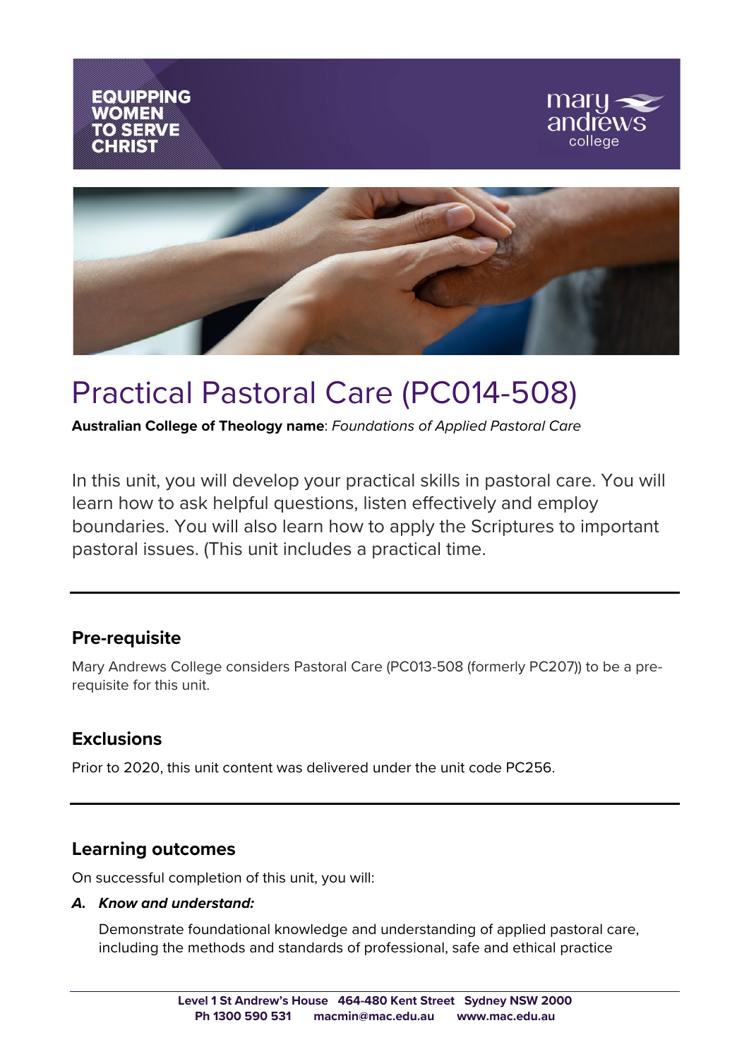EQUIPPING WOMEN TO SERVE CHRIST

mary andrews college

# Practical Pastoral Care (PC014-508)

**Australian College of Theology name**: *Foundations of Applied Pastoral Care*

In this unit, you will develop your practical skills in pastoral care. You will learn how to ask helpful questions, listen effectively and employ boundaries. You will also learn how to apply the Scriptures to important pastoral issues. (This unit includes a practical time.

---

## Pre-requisite

Mary Andrews College considers Pastoral Care (PC013-508 (formerly PC207)) to be a pre-requisite for this unit.

## Exclusions

Prior to 2020, this unit content was delivered under the unit code PC256.

---

## Learning outcomes

On successful completion of this unit, you will:

***A. Know and understand:***

Demonstrate foundational knowledge and understanding of applied pastoral care, including the methods and standards of professional, safe and ethical practice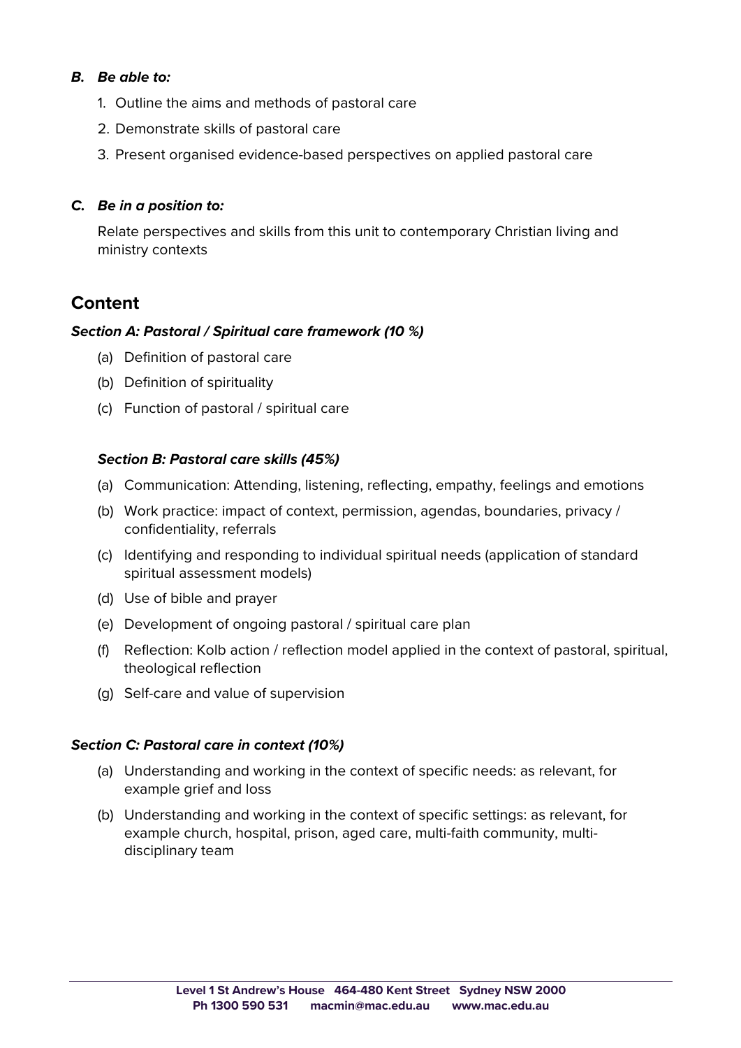***B. Be able to:***

1. Outline the aims and methods of pastoral care
2. Demonstrate skills of pastoral care
3. Present organised evidence-based perspectives on applied pastoral care

***C. Be in a position to:***

Relate perspectives and skills from this unit to contemporary Christian living and ministry contexts

## Content

***Section A: Pastoral / Spiritual care framework (10 %)***

(a) Definition of pastoral care

(b) Definition of spirituality

(c) Function of pastoral / spiritual care

***Section B: Pastoral care skills (45%)***

(a) Communication: Attending, listening, reflecting, empathy, feelings and emotions

(b) Work practice: impact of context, permission, agendas, boundaries, privacy / confidentiality, referrals

(c) Identifying and responding to individual spiritual needs (application of standard spiritual assessment models)

(d) Use of bible and prayer

(e) Development of ongoing pastoral / spiritual care plan

(f) Reflection: Kolb action / reflection model applied in the context of pastoral, spiritual, theological reflection

(g) Self-care and value of supervision

***Section C: Pastoral care in context (10%)***

(a) Understanding and working in the context of specific needs: as relevant, for example grief and loss

(b) Understanding and working in the context of specific settings: as relevant, for example church, hospital, prison, aged care, multi-faith community, multi-disciplinary team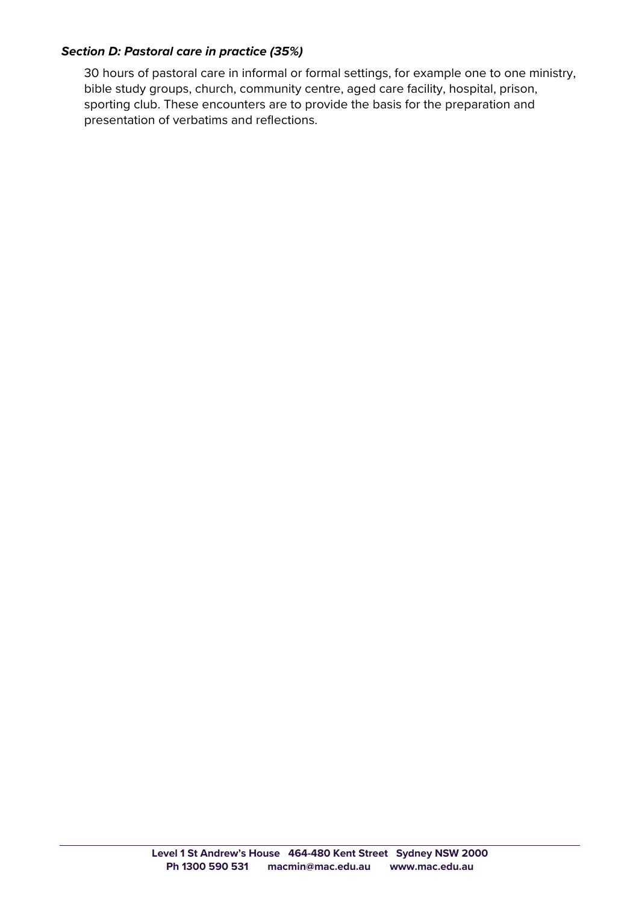***Section D: Pastoral care in practice (35%)***

30 hours of pastoral care in informal or formal settings, for example one to one ministry, bible study groups, church, community centre, aged care facility, hospital, prison, sporting club. These encounters are to provide the basis for the preparation and presentation of verbatims and reflections.